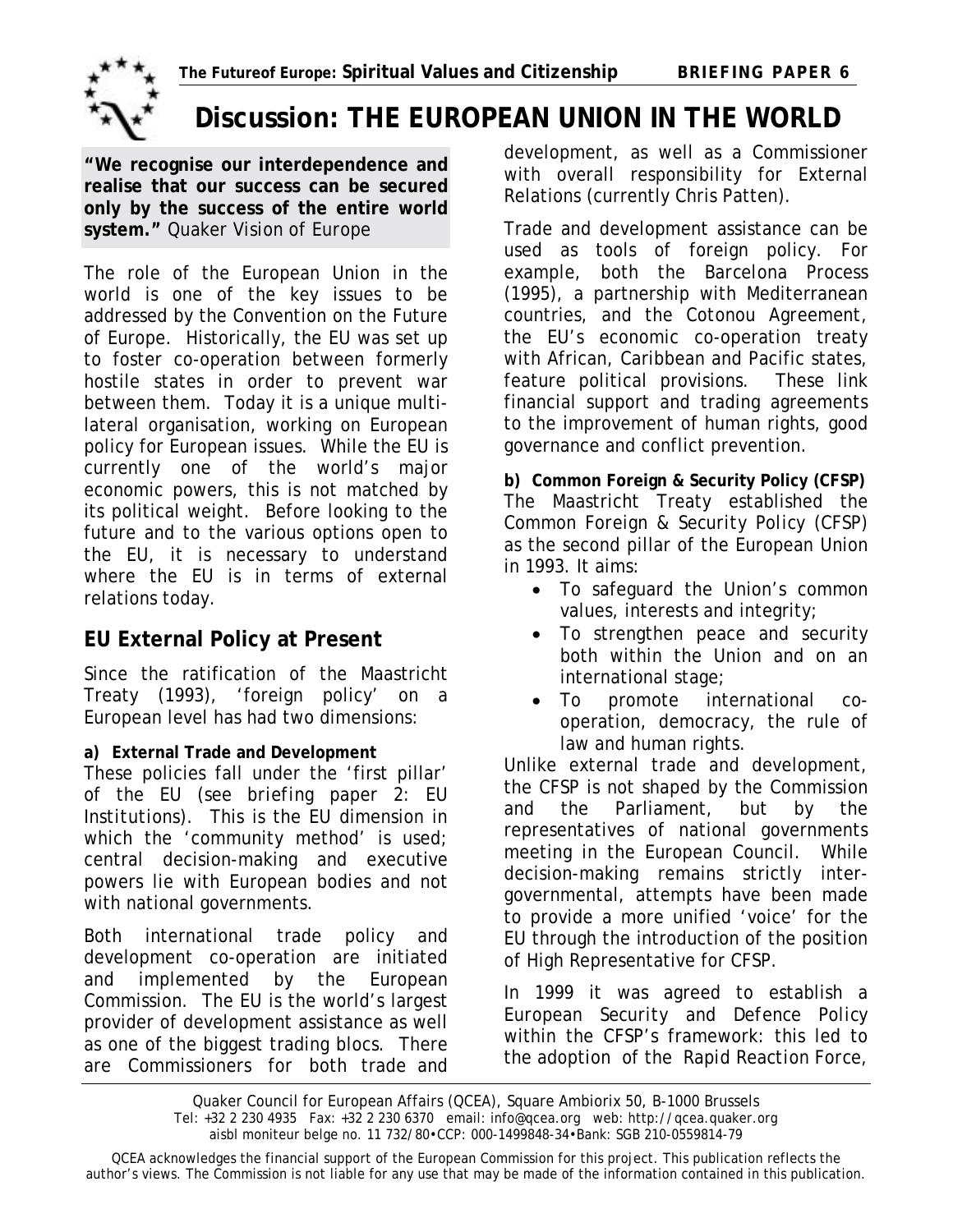# Discussion: THE EUROPEAN UNION IN THE WORLD

**"We recognise our interdependence and realise that our success can be secured only by the success of the entire world system."** *Quaker Vision of Europe*

The role of the European Union in the world is one of the key issues to be addressed by the Convention on the Future of Europe. Historically, the EU was set up to foster co-operation between formerly hostile states in order to prevent war between them. Today it is a unique multi-lateral organisation, working on European policy for European issues. While the EU is currently one of the world's major economic powers, this is not matched by its political weight. Before looking to the future and to the various options open to the EU, it is necessary to understand where the EU is in terms of external relations today.

## EU External Policy at Present

Since the ratification of the Maastricht Treaty (1993), 'foreign policy' on a European level has had two dimensions:

**a) External Trade and Development**

These policies fall under the 'first pillar' of the EU (see *briefing paper 2: EU Institutions*). This is the EU dimension in which the 'community method' is used; central decision-making and executive powers lie with European bodies and not with national governments.

Both international trade policy and development co-operation are initiated and implemented by the European Commission. The EU is the world's largest provider of development assistance as well as one of the biggest trading blocs. There are Commissioners for both trade and development, as well as a Commissioner with overall responsibility for External Relations (currently Chris Patten).

Trade and development assistance can be used as tools of foreign policy. For example, both the Barcelona Process (1995), a partnership with Mediterranean countries, and the Cotonou Agreement, the EU's economic co-operation treaty with African, Caribbean and Pacific states, feature political provisions. These link financial support and trading agreements to the improvement of human rights, good governance and conflict prevention.

**b) Common Foreign & Security Policy (CFSP)**

The Maastricht Treaty established the Common Foreign & Security Policy (CFSP) as the second pillar of the European Union in 1993. It aims:

- To safeguard the Union's common values, interests and integrity;
- To strengthen peace and security both within the Union and on an international stage;
- To promote international co-operation, democracy, the rule of law and human rights.

Unlike external trade and development, the CFSP is not shaped by the Commission and the Parliament, but by the representatives of national governments meeting in the European Council. While decision-making remains strictly inter-governmental, attempts have been made to provide a more unified 'voice' for the EU through the introduction of the position of High Representative for CFSP.

In 1999 it was agreed to establish a European Security and Defence Policy within the CFSP's framework: this led to the adoption of the Rapid Reaction Force,

Quaker Council for European Affairs (QCEA), Square Ambiorix 50, B-1000 Brussels
Tel: +32 2 230 4935 Fax: +32 2 230 6370 email: info@qcea.org web: http://qcea.quaker.org
aisbl moniteur belge no. 11 732/80•CCP: 000-1499848-34•Bank: SGB 210-0559814-79

QCEA acknowledges the financial support of the European Commission for this project. This publication reflects the author's views. The Commission is not liable for any use that may be made of the information contained in this publication.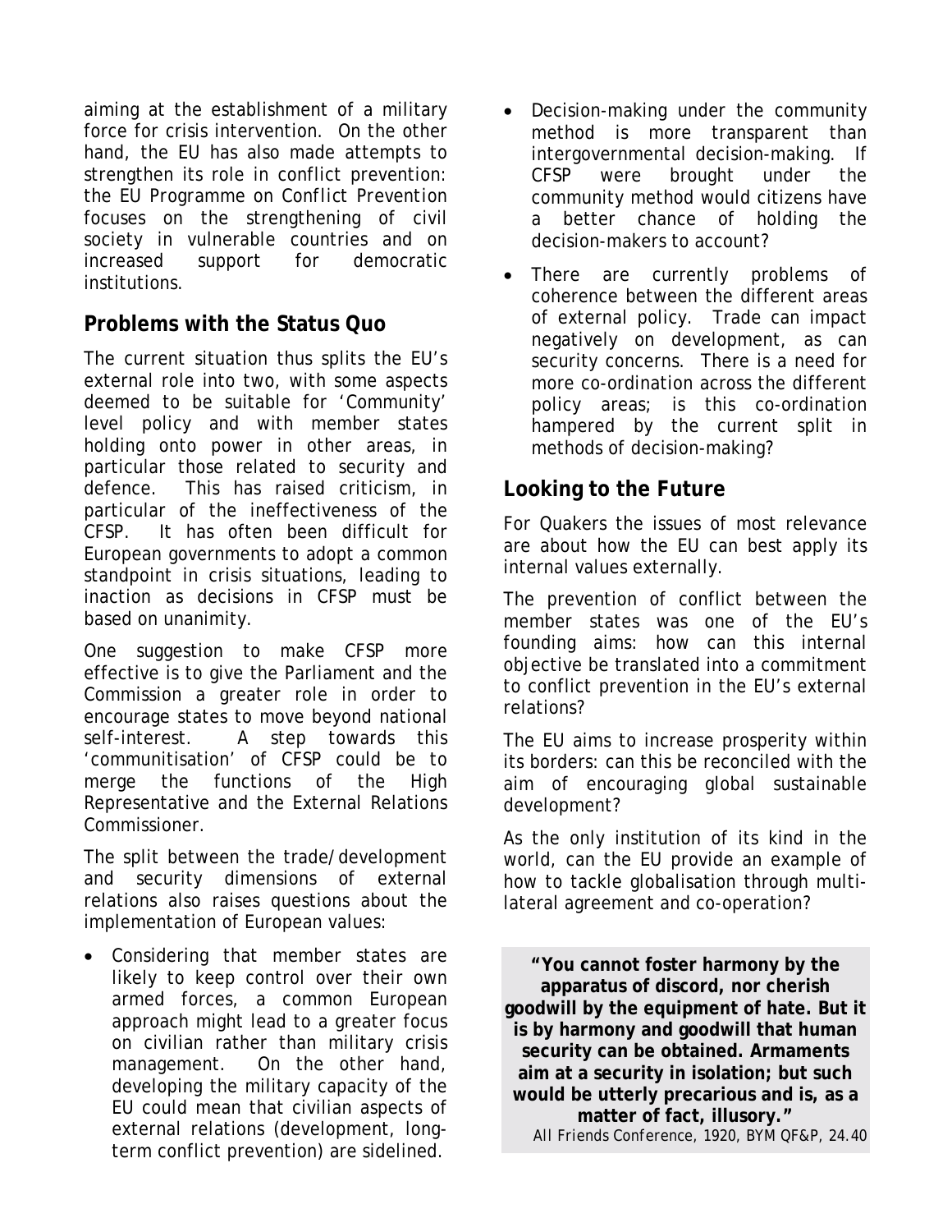aiming at the establishment of a military force for crisis intervention. On the other hand, the EU has also made attempts to strengthen its role in conflict prevention: the EU Programme on Conflict Prevention focuses on the strengthening of civil society in vulnerable countries and on increased support for democratic institutions.

## Problems with the Status Quo

The current situation thus splits the EU's external role into two, with some aspects deemed to be suitable for 'Community' level policy and with member states holding onto power in other areas, in particular those related to security and defence. This has raised criticism, in particular of the ineffectiveness of the CFSP. It has often been difficult for European governments to adopt a common standpoint in crisis situations, leading to inaction as decisions in CFSP must be based on unanimity.

One suggestion to make CFSP more effective is to give the Parliament and the Commission a greater role in order to encourage states to move beyond national self-interest. A step towards this 'communitisation' of CFSP could be to merge the functions of the High Representative and the External Relations Commissioner.

The split between the trade/development and security dimensions of external relations also raises questions about the implementation of European values:

- Considering that member states are likely to keep control over their own armed forces, a common European approach might lead to a greater focus on civilian rather than military crisis management. On the other hand, developing the military capacity of the EU could mean that civilian aspects of external relations (development, long-term conflict prevention) are sidelined.
- Decision-making under the community method is more transparent than intergovernmental decision-making. If CFSP were brought under the community method would citizens have a better chance of holding the decision-makers to account?
- There are currently problems of coherence between the different areas of external policy. Trade can impact negatively on development, as can security concerns. There is a need for more co-ordination across the different policy areas; is this co-ordination hampered by the current split in methods of decision-making?

## Looking to the Future

For Quakers the issues of most relevance are about how the EU can best apply its internal values externally.

The prevention of conflict between the member states was one of the EU's founding aims: how can this internal objective be translated into a commitment to conflict prevention in the EU's external relations?

The EU aims to increase prosperity within its borders: can this be reconciled with the aim of encouraging global sustainable development?

As the only institution of its kind in the world, can the EU provide an example of how to tackle globalisation through multi-lateral agreement and co-operation?

**"You cannot foster harmony by the apparatus of discord, nor cherish goodwill by the equipment of hate. But it is by harmony and goodwill that human security can be obtained. Armaments aim at a security in isolation; but such would be utterly precarious and is, as a matter of fact, illusory."**

*All Friends Conference, 1920, BYM QF&P, 24.40*